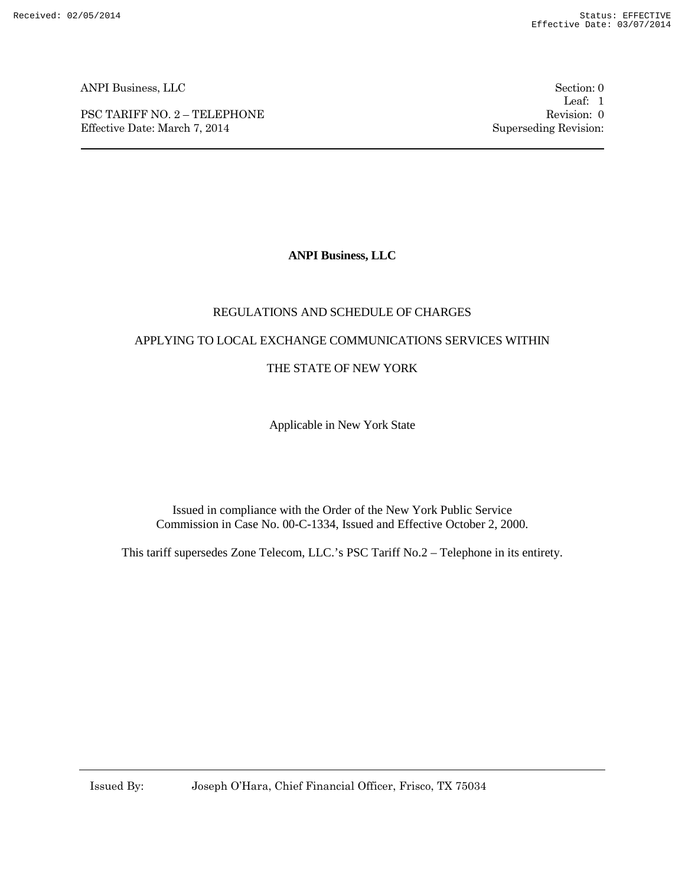# ANPI Business, LLC

REGULATIONS AND SCHEDULE OF CHARGES

APPLYING TO LOCAL EXCHANGE COMMUNICATIONS SERVICES WITHIN

THE STATE OF NEW YORK

Applicable in New York State

Issued in compliance with the Order of the New York Public Service Commission in Case No. 00-C-1334, Issued and Effective October 2, 2000.

This tariff supersedes Zone Telecom, LLC.'s PSC Tariff No.2 – Telephone in its entirety.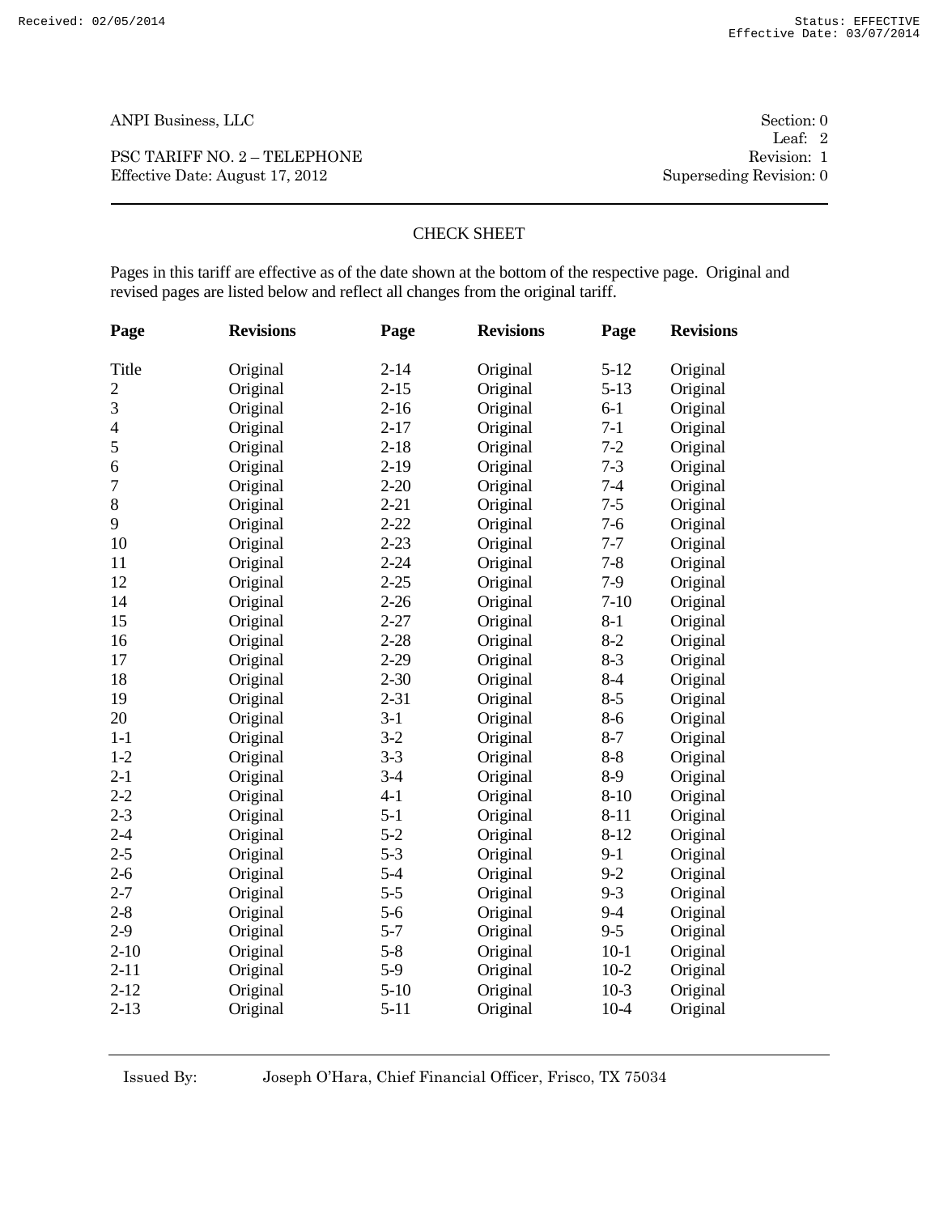ANPI Business, LLC

PSC TARIFF NO. 2 – TELEPHONE
Effective Date: August 17, 2012

Section: 0
Leaf: 2
Revision: 1
Superseding Revision: 0

CHECK SHEET

Pages in this tariff are effective as of the date shown at the bottom of the respective page. Original and revised pages are listed below and reflect all changes from the original tariff.

| Page | Revisions | Page | Revisions | Page | Revisions |
|---|---|---|---|---|---|
| Title | Original | 2-14 | Original | 5-12 | Original |
| 2 | Original | 2-15 | Original | 5-13 | Original |
| 3 | Original | 2-16 | Original | 6-1 | Original |
| 4 | Original | 2-17 | Original | 7-1 | Original |
| 5 | Original | 2-18 | Original | 7-2 | Original |
| 6 | Original | 2-19 | Original | 7-3 | Original |
| 7 | Original | 2-20 | Original | 7-4 | Original |
| 8 | Original | 2-21 | Original | 7-5 | Original |
| 9 | Original | 2-22 | Original | 7-6 | Original |
| 10 | Original | 2-23 | Original | 7-7 | Original |
| 11 | Original | 2-24 | Original | 7-8 | Original |
| 12 | Original | 2-25 | Original | 7-9 | Original |
| 14 | Original | 2-26 | Original | 7-10 | Original |
| 15 | Original | 2-27 | Original | 8-1 | Original |
| 16 | Original | 2-28 | Original | 8-2 | Original |
| 17 | Original | 2-29 | Original | 8-3 | Original |
| 18 | Original | 2-30 | Original | 8-4 | Original |
| 19 | Original | 2-31 | Original | 8-5 | Original |
| 20 | Original | 3-1 | Original | 8-6 | Original |
| 1-1 | Original | 3-2 | Original | 8-7 | Original |
| 1-2 | Original | 3-3 | Original | 8-8 | Original |
| 2-1 | Original | 3-4 | Original | 8-9 | Original |
| 2-2 | Original | 4-1 | Original | 8-10 | Original |
| 2-3 | Original | 5-1 | Original | 8-11 | Original |
| 2-4 | Original | 5-2 | Original | 8-12 | Original |
| 2-5 | Original | 5-3 | Original | 9-1 | Original |
| 2-6 | Original | 5-4 | Original | 9-2 | Original |
| 2-7 | Original | 5-5 | Original | 9-3 | Original |
| 2-8 | Original | 5-6 | Original | 9-4 | Original |
| 2-9 | Original | 5-7 | Original | 9-5 | Original |
| 2-10 | Original | 5-8 | Original | 10-1 | Original |
| 2-11 | Original | 5-9 | Original | 10-2 | Original |
| 2-12 | Original | 5-10 | Original | 10-3 | Original |
| 2-13 | Original | 5-11 | Original | 10-4 | Original |

Issued By: Joseph O'Hara, Chief Financial Officer, Frisco, TX 75034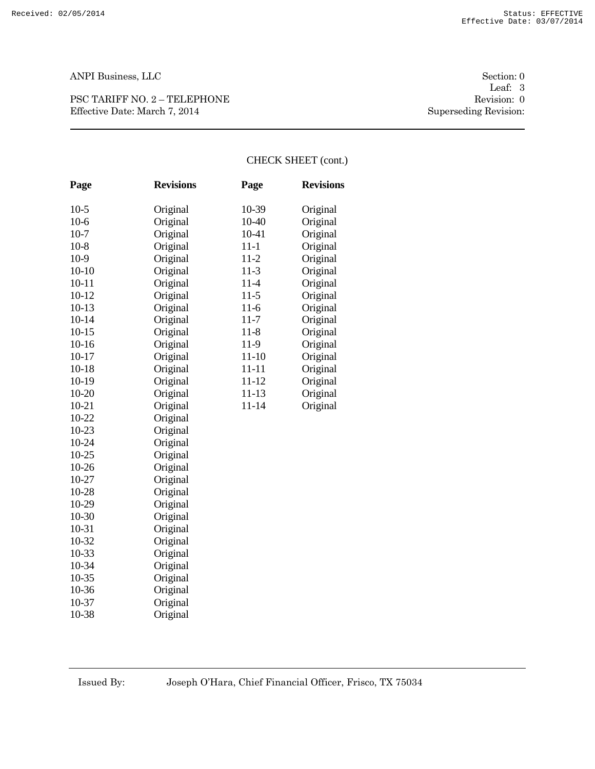ANPI Business, LLC

PSC TARIFF NO. 2 – TELEPHONE
Effective Date: March 7, 2014

Section: 0
Leaf: 3
Revision: 0
Superseding Revision:

CHECK SHEET (cont.)

| Page | Revisions | Page | Revisions |
|---|---|---|---|
| 10-5 | Original | 10-39 | Original |
| 10-6 | Original | 10-40 | Original |
| 10-7 | Original | 10-41 | Original |
| 10-8 | Original | 11-1 | Original |
| 10-9 | Original | 11-2 | Original |
| 10-10 | Original | 11-3 | Original |
| 10-11 | Original | 11-4 | Original |
| 10-12 | Original | 11-5 | Original |
| 10-13 | Original | 11-6 | Original |
| 10-14 | Original | 11-7 | Original |
| 10-15 | Original | 11-8 | Original |
| 10-16 | Original | 11-9 | Original |
| 10-17 | Original | 11-10 | Original |
| 10-18 | Original | 11-11 | Original |
| 10-19 | Original | 11-12 | Original |
| 10-20 | Original | 11-13 | Original |
| 10-21 | Original | 11-14 | Original |
| 10-22 | Original | | |
| 10-23 | Original | | |
| 10-24 | Original | | |
| 10-25 | Original | | |
| 10-26 | Original | | |
| 10-27 | Original | | |
| 10-28 | Original | | |
| 10-29 | Original | | |
| 10-30 | Original | | |
| 10-31 | Original | | |
| 10-32 | Original | | |
| 10-33 | Original | | |
| 10-34 | Original | | |
| 10-35 | Original | | |
| 10-36 | Original | | |
| 10-37 | Original | | |
| 10-38 | Original | | |

Issued By: Joseph O'Hara, Chief Financial Officer, Frisco, TX 75034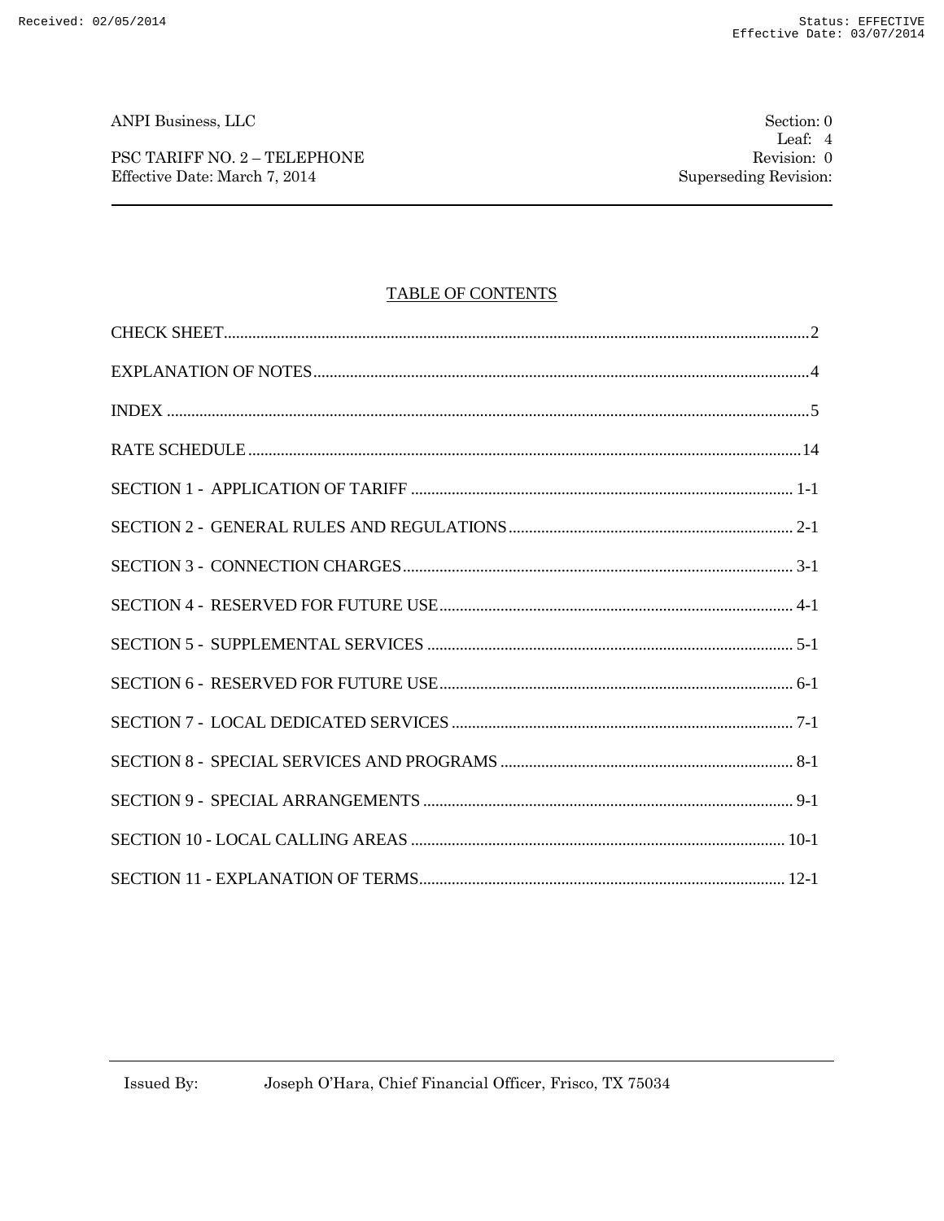## TABLE OF CONTENTS

| | |
|---|---|
| CHECK SHEET | 2 |
| EXPLANATION OF NOTES | 4 |
| INDEX | 5 |
| RATE SCHEDULE | 14 |
| SECTION 1 - APPLICATION OF TARIFF | 1-1 |
| SECTION 2 - GENERAL RULES AND REGULATIONS | 2-1 |
| SECTION 3 - CONNECTION CHARGES | 3-1 |
| SECTION 4 - RESERVED FOR FUTURE USE | 4-1 |
| SECTION 5 - SUPPLEMENTAL SERVICES | 5-1 |
| SECTION 6 - RESERVED FOR FUTURE USE | 6-1 |
| SECTION 7 - LOCAL DEDICATED SERVICES | 7-1 |
| SECTION 8 - SPECIAL SERVICES AND PROGRAMS | 8-1 |
| SECTION 9 - SPECIAL ARRANGEMENTS | 9-1 |
| SECTION 10 - LOCAL CALLING AREAS | 10-1 |
| SECTION 11 - EXPLANATION OF TERMS | 12-1 |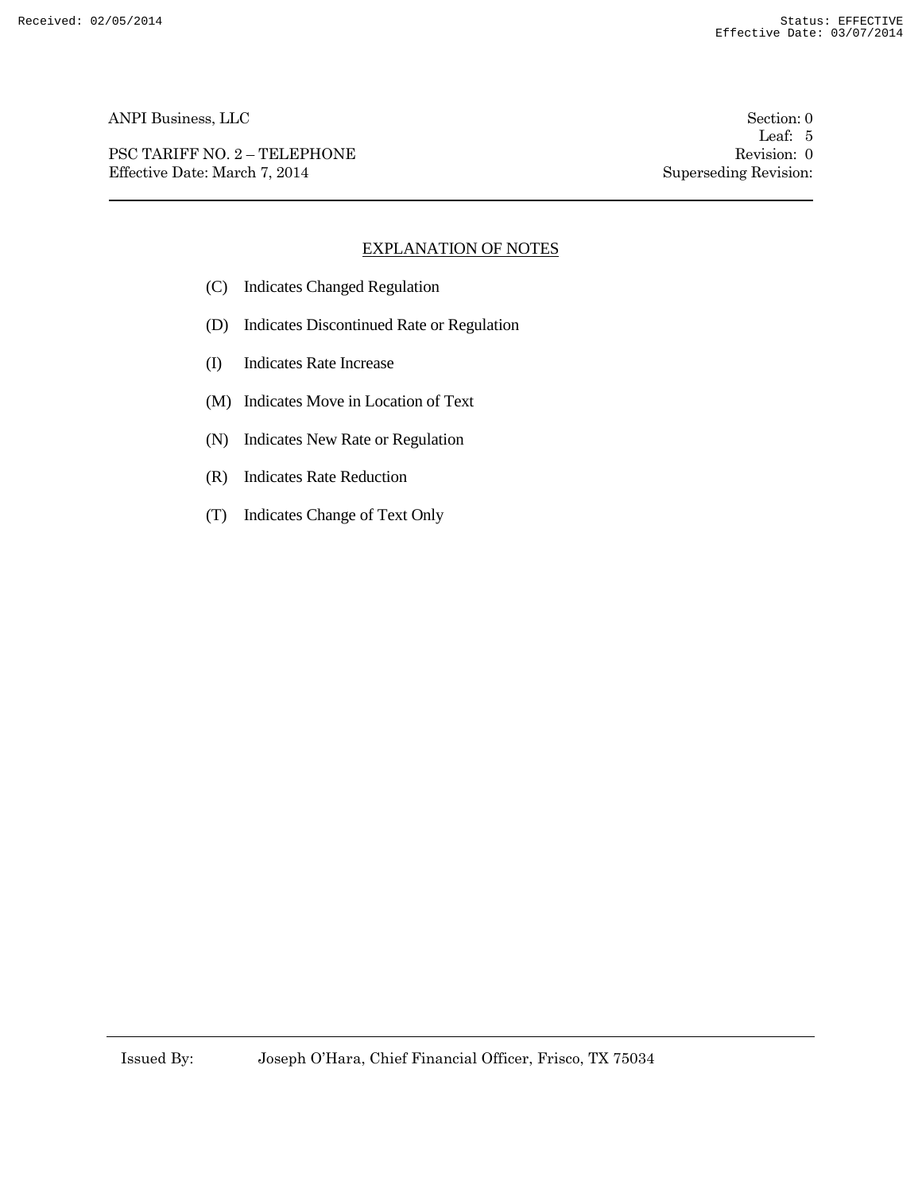## EXPLANATION OF NOTES

(C) Indicates Changed Regulation

(D) Indicates Discontinued Rate or Regulation

(I) Indicates Rate Increase

(M) Indicates Move in Location of Text

(N) Indicates New Rate or Regulation

(R) Indicates Rate Reduction

(T) Indicates Change of Text Only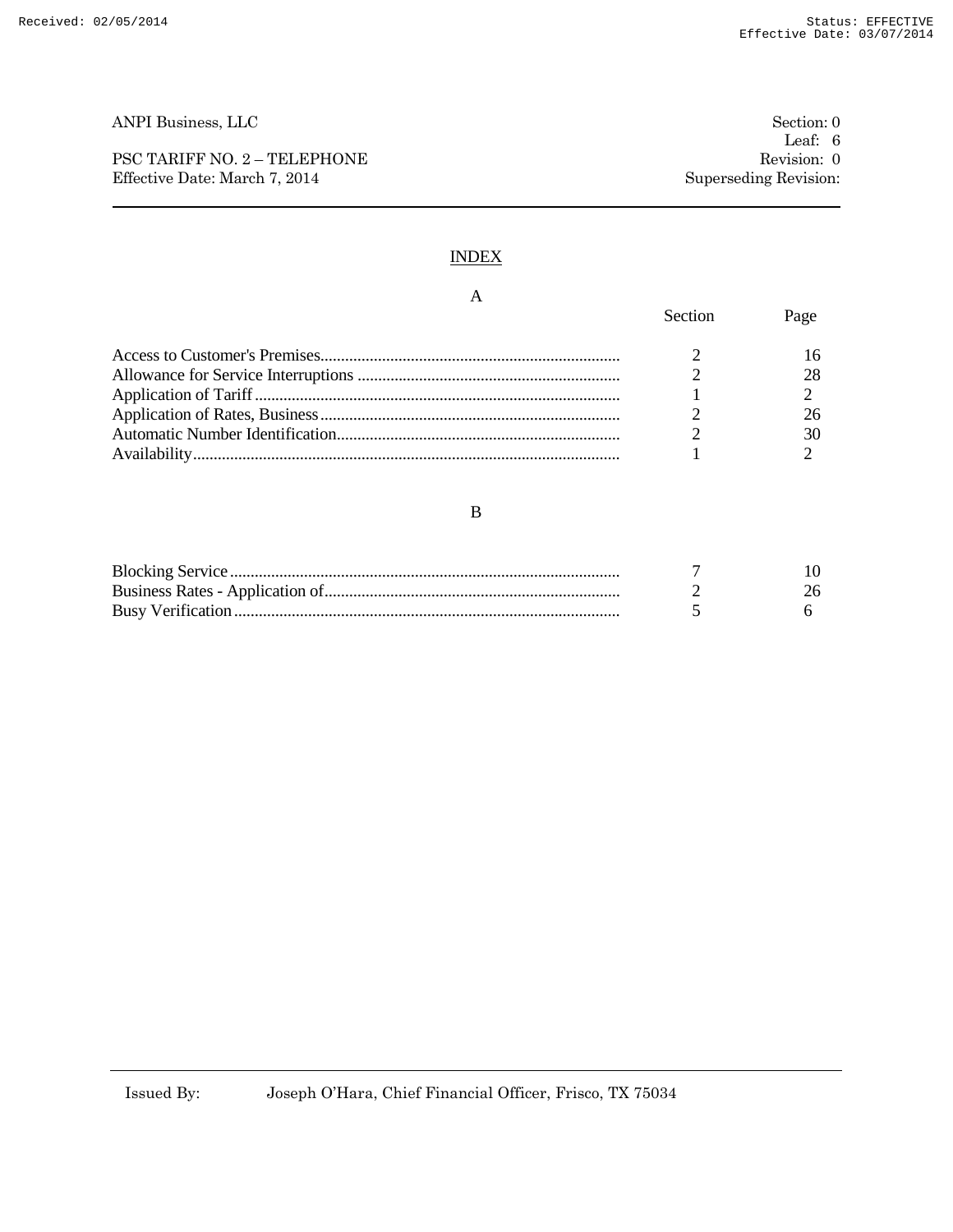# INDEX

## A

| | Section | Page |
|---|---|---|
| Access to Customer's Premises | 2 | 16 |
| Allowance for Service Interruptions | 2 | 28 |
| Application of Tariff | 1 | 2 |
| Application of Rates, Business | 2 | 26 |
| Automatic Number Identification | 2 | 30 |
| Availability | 1 | 2 |

## B

| | Section | Page |
|---|---|---|
| Blocking Service | 7 | 10 |
| Business Rates - Application of | 2 | 26 |
| Busy Verification | 5 | 6 |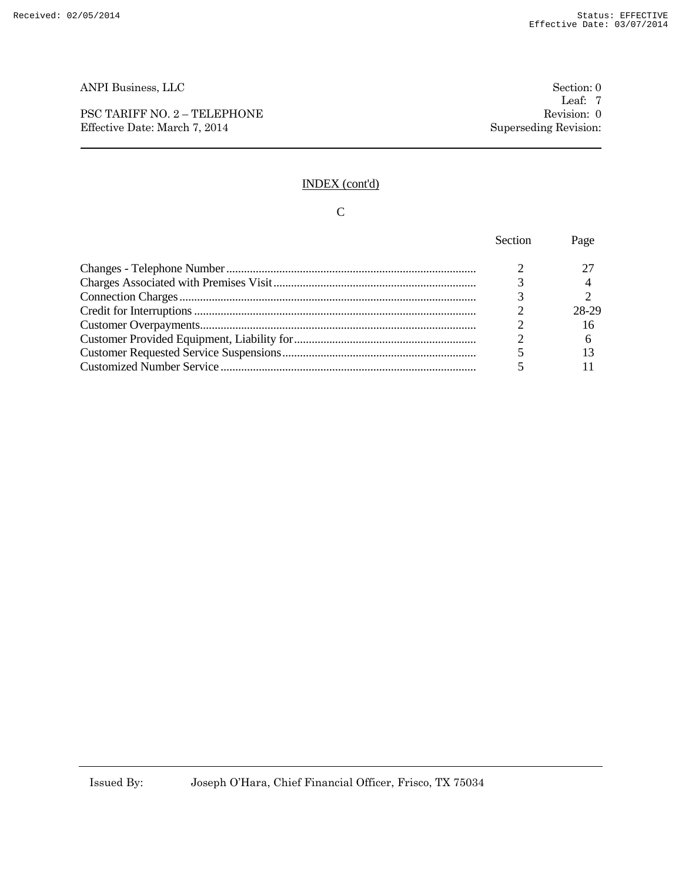## INDEX (cont'd)

### C

| | Section | Page |
|---|---|---|
| Changes - Telephone Number | 2 | 27 |
| Charges Associated with Premises Visit | 3 | 4 |
| Connection Charges | 3 | 2 |
| Credit for Interruptions | 2 | 28-29 |
| Customer Overpayments | 2 | 16 |
| Customer Provided Equipment, Liability for | 2 | 6 |
| Customer Requested Service Suspensions | 5 | 13 |
| Customized Number Service | 5 | 11 |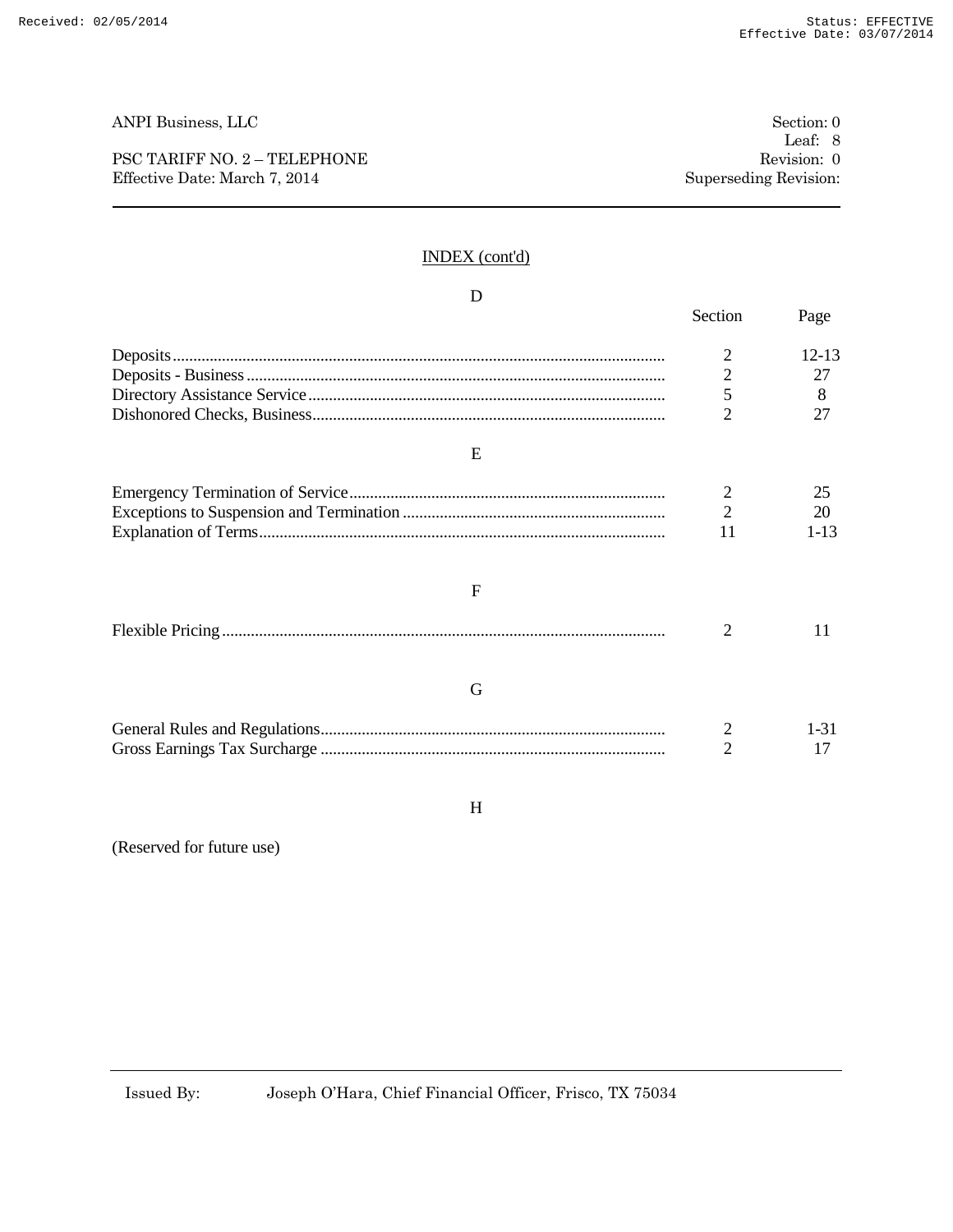## INDEX (cont'd)

### D

| | Section | Page |
|---|---|---|
| Deposits | 2 | 12-13 |
| Deposits - Business | 2 | 27 |
| Directory Assistance Service | 5 | 8 |
| Dishonored Checks, Business | 2 | 27 |

### E

| | Section | Page |
|---|---|---|
| Emergency Termination of Service | 2 | 25 |
| Exceptions to Suspension and Termination | 2 | 20 |
| Explanation of Terms | 11 | 1-13 |

### F

| | Section | Page |
|---|---|---|
| Flexible Pricing | 2 | 11 |

### G

| | Section | Page |
|---|---|---|
| General Rules and Regulations | 2 | 1-31 |
| Gross Earnings Tax Surcharge | 2 | 17 |

### H

(Reserved for future use)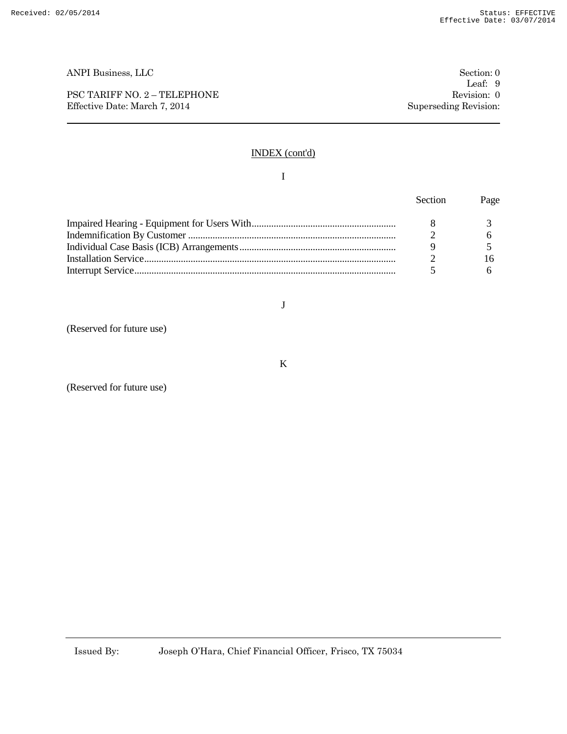## INDEX (cont'd)

### I

| | Section | Page |
|---|---|---|
| Impaired Hearing - Equipment for Users With | 8 | 3 |
| Indemnification By Customer | 2 | 6 |
| Individual Case Basis (ICB) Arrangements | 9 | 5 |
| Installation Service | 2 | 16 |
| Interrupt Service | 5 | 6 |

### J

(Reserved for future use)

### K

(Reserved for future use)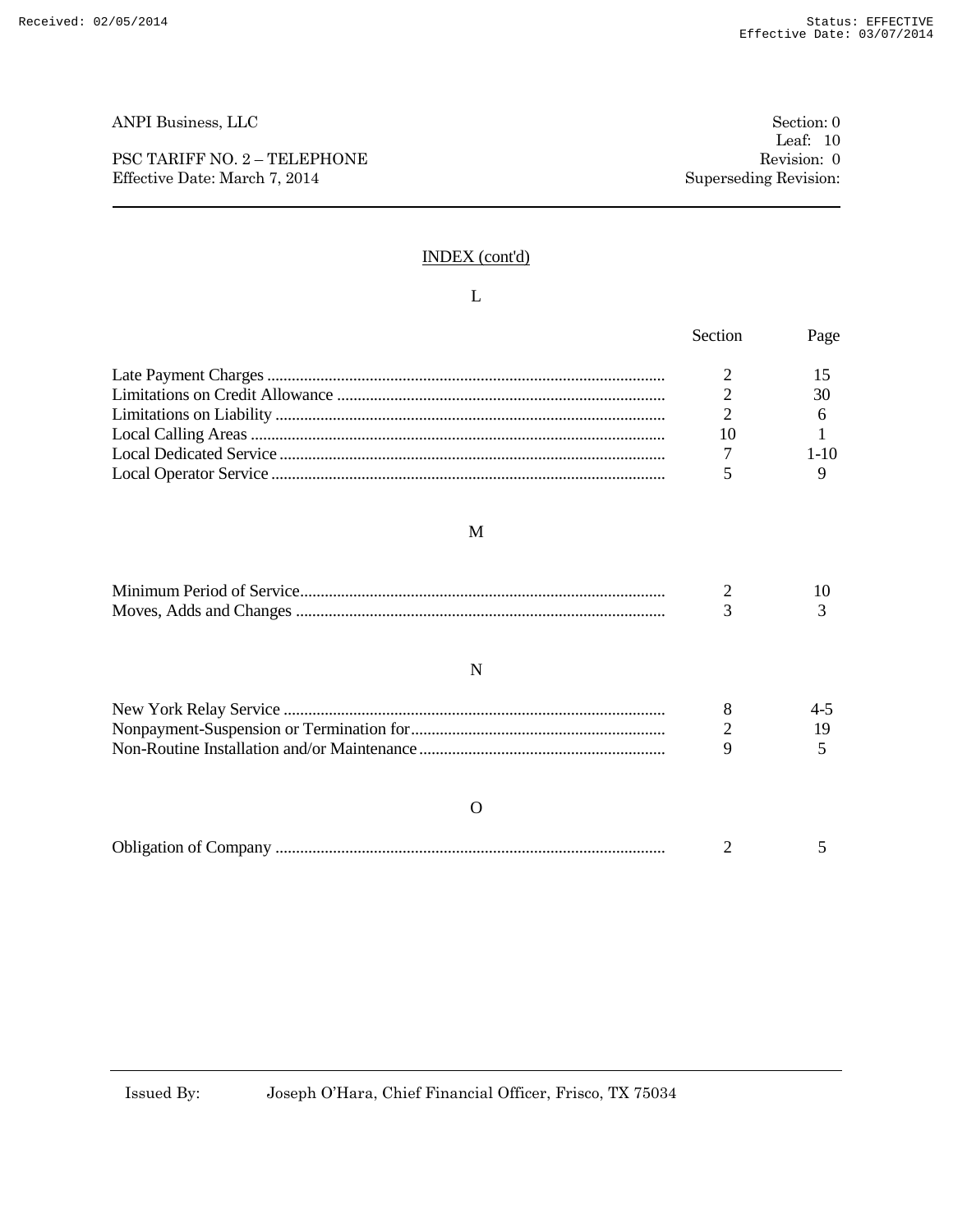## INDEX (cont'd)

### L

| | Section | Page |
|---|---|---|
| Late Payment Charges | 2 | 15 |
| Limitations on Credit Allowance | 2 | 30 |
| Limitations on Liability | 2 | 6 |
| Local Calling Areas | 10 | 1 |
| Local Dedicated Service | 7 | 1-10 |
| Local Operator Service | 5 | 9 |

### M

| | Section | Page |
|---|---|---|
| Minimum Period of Service | 2 | 10 |
| Moves, Adds and Changes | 3 | 3 |

### N

| | Section | Page |
|---|---|---|
| New York Relay Service | 8 | 4-5 |
| Nonpayment-Suspension or Termination for | 2 | 19 |
| Non-Routine Installation and/or Maintenance | 9 | 5 |

### O

| | Section | Page |
|---|---|---|
| Obligation of Company | 2 | 5 |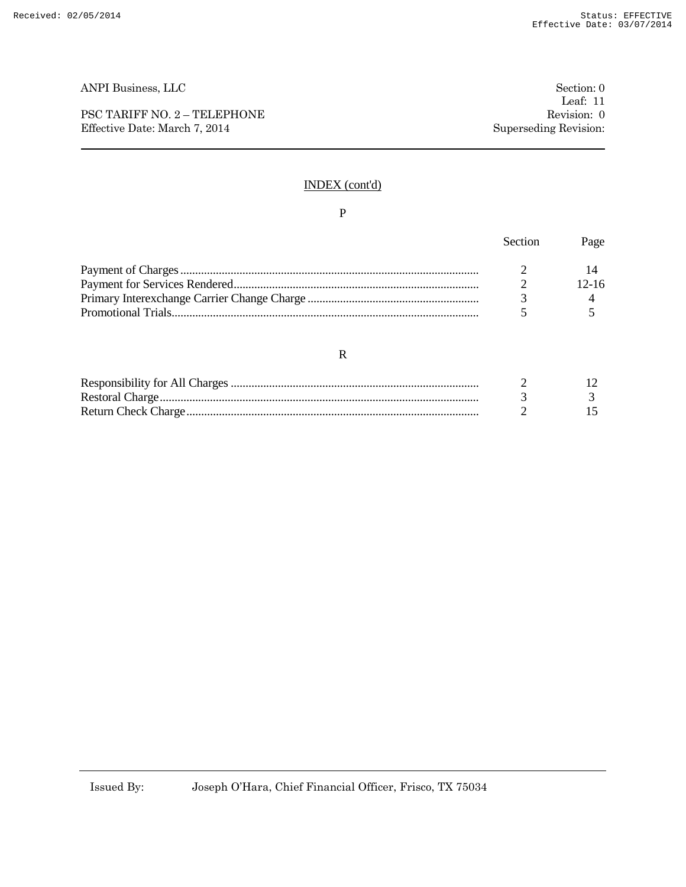ANPI Business, LLC

PSC TARIFF NO. 2 – TELEPHONE
Effective Date: March 7, 2014

Section: 0
Leaf: 11
Revision: 0
Superseding Revision:

## INDEX (cont'd)

### P

| | Section | Page |
|---|---|---|
| Payment of Charges | 2 | 14 |
| Payment for Services Rendered | 2 | 12-16 |
| Primary Interexchange Carrier Change Charge | 3 | 4 |
| Promotional Trials | 5 | 5 |

### R

| | Section | Page |
|---|---|---|
| Responsibility for All Charges | 2 | 12 |
| Restoral Charge | 3 | 3 |
| Return Check Charge | 2 | 15 |

Issued By: Joseph O'Hara, Chief Financial Officer, Frisco, TX 75034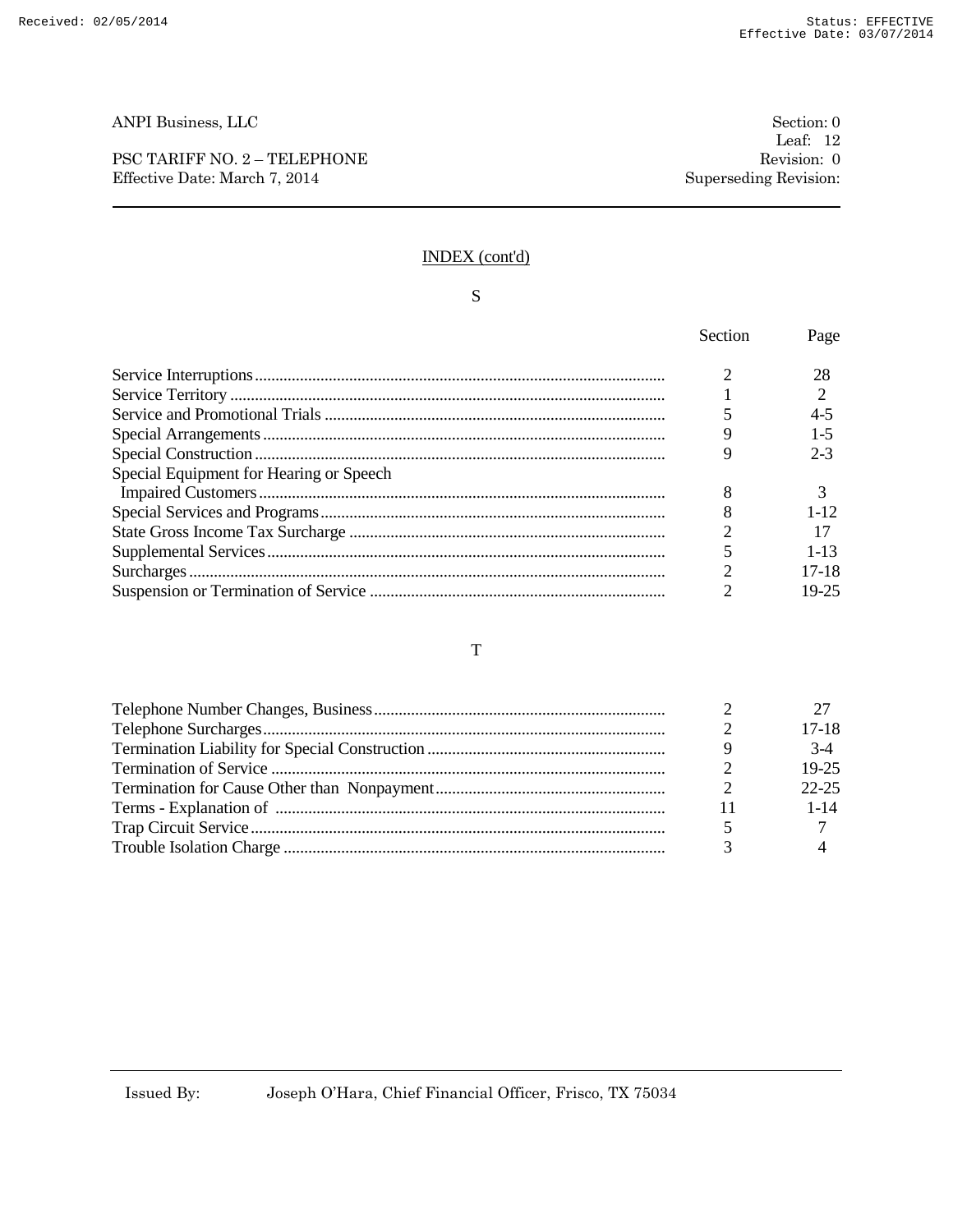ANPI Business, LLC

PSC TARIFF NO. 2 – TELEPHONE
Effective Date: March 7, 2014

Section: 0
Leaf: 12
Revision: 0
Superseding Revision:

## INDEX (cont'd)

### S

| | Section | Page |
|---|---|---|
| Service Interruptions | 2 | 28 |
| Service Territory | 1 | 2 |
| Service and Promotional Trials | 5 | 4-5 |
| Special Arrangements | 9 | 1-5 |
| Special Construction | 9 | 2-3 |
| Special Equipment for Hearing or Speech Impaired Customers | 8 | 3 |
| Special Services and Programs | 8 | 1-12 |
| State Gross Income Tax Surcharge | 2 | 17 |
| Supplemental Services | 5 | 1-13 |
| Surcharges | 2 | 17-18 |
| Suspension or Termination of Service | 2 | 19-25 |

### T

| | Section | Page |
|---|---|---|
| Telephone Number Changes, Business | 2 | 27 |
| Telephone Surcharges | 2 | 17-18 |
| Termination Liability for Special Construction | 9 | 3-4 |
| Termination of Service | 2 | 19-25 |
| Termination for Cause Other than Nonpayment | 2 | 22-25 |
| Terms - Explanation of | 11 | 1-14 |
| Trap Circuit Service | 5 | 7 |
| Trouble Isolation Charge | 3 | 4 |

Issued By: Joseph O'Hara, Chief Financial Officer, Frisco, TX 75034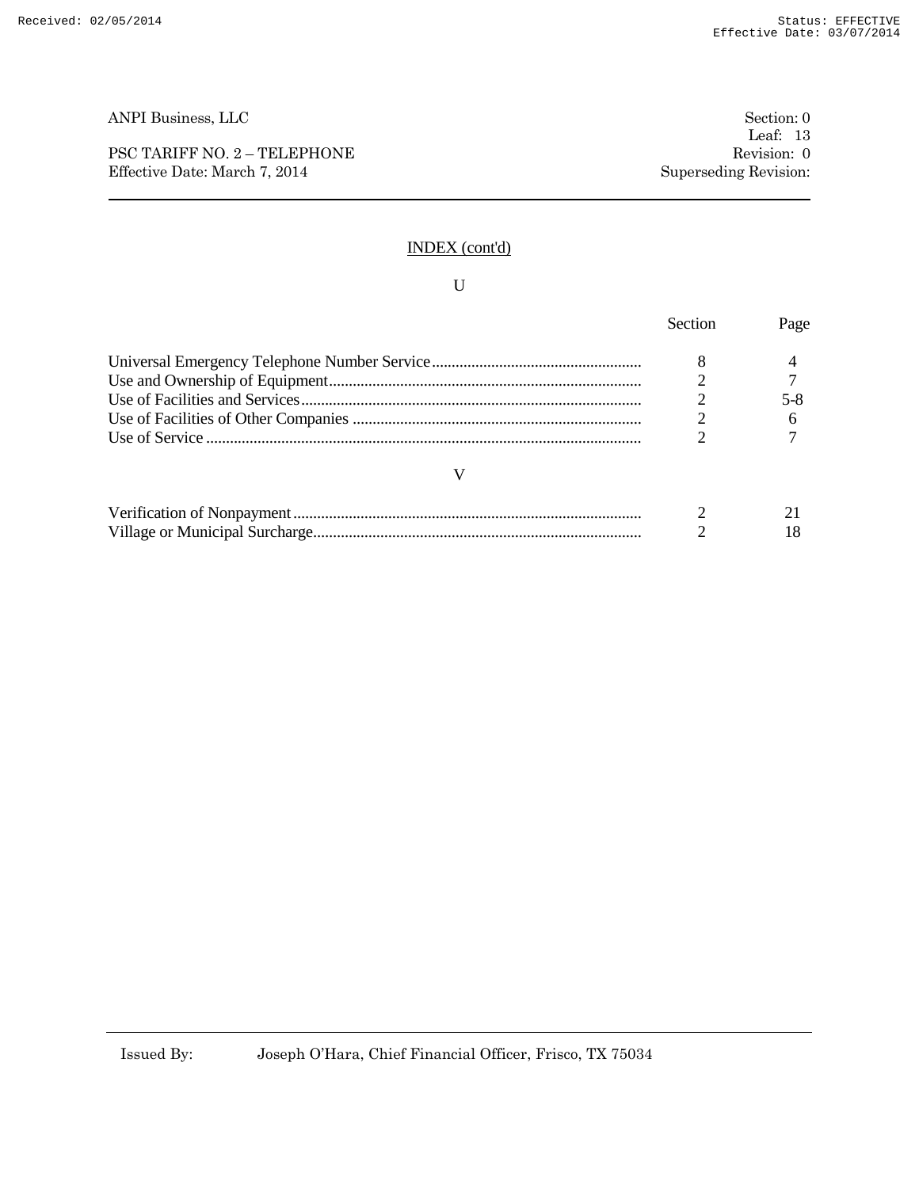ANPI Business, LLC

PSC TARIFF NO. 2 – TELEPHONE
Effective Date: March 7, 2014

Section: 0
Leaf: 13
Revision: 0
Superseding Revision:

## INDEX (cont'd)

### U

| | Section | Page |
|---|---|---|
| Universal Emergency Telephone Number Service | 8 | 4 |
| Use and Ownership of Equipment | 2 | 7 |
| Use of Facilities and Services | 2 | 5-8 |
| Use of Facilities of Other Companies | 2 | 6 |
| Use of Service | 2 | 7 |

### V

| | Section | Page |
|---|---|---|
| Verification of Nonpayment | 2 | 21 |
| Village or Municipal Surcharge | 2 | 18 |

Issued By: Joseph O'Hara, Chief Financial Officer, Frisco, TX 75034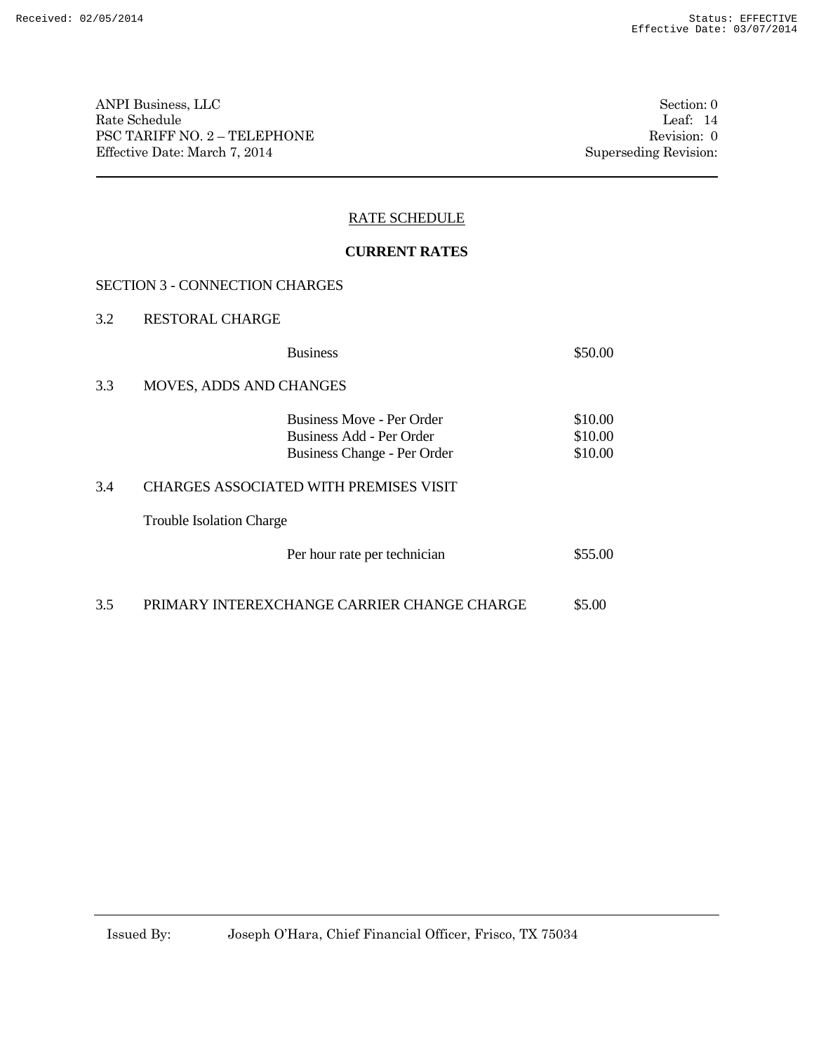ANPI Business, LLC
Rate Schedule
PSC TARIFF NO. 2 – TELEPHONE
Effective Date: March 7, 2014

Section: 0
Leaf: 14
Revision: 0
Superseding Revision:

## RATE SCHEDULE

**CURRENT RATES**

SECTION 3 - CONNECTION CHARGES

3.2 RESTORAL CHARGE

| | |
|---|---|
| Business | $50.00 |

3.3 MOVES, ADDS AND CHANGES

| | |
|---|---|
| Business Move - Per Order | $10.00 |
| Business Add - Per Order | $10.00 |
| Business Change - Per Order | $10.00 |

3.4 CHARGES ASSOCIATED WITH PREMISES VISIT

Trouble Isolation Charge

| | |
|---|---|
| Per hour rate per technician | $55.00 |

3.5 PRIMARY INTEREXCHANGE CARRIER CHANGE CHARGE $5.00

Issued By: Joseph O'Hara, Chief Financial Officer, Frisco, TX 75034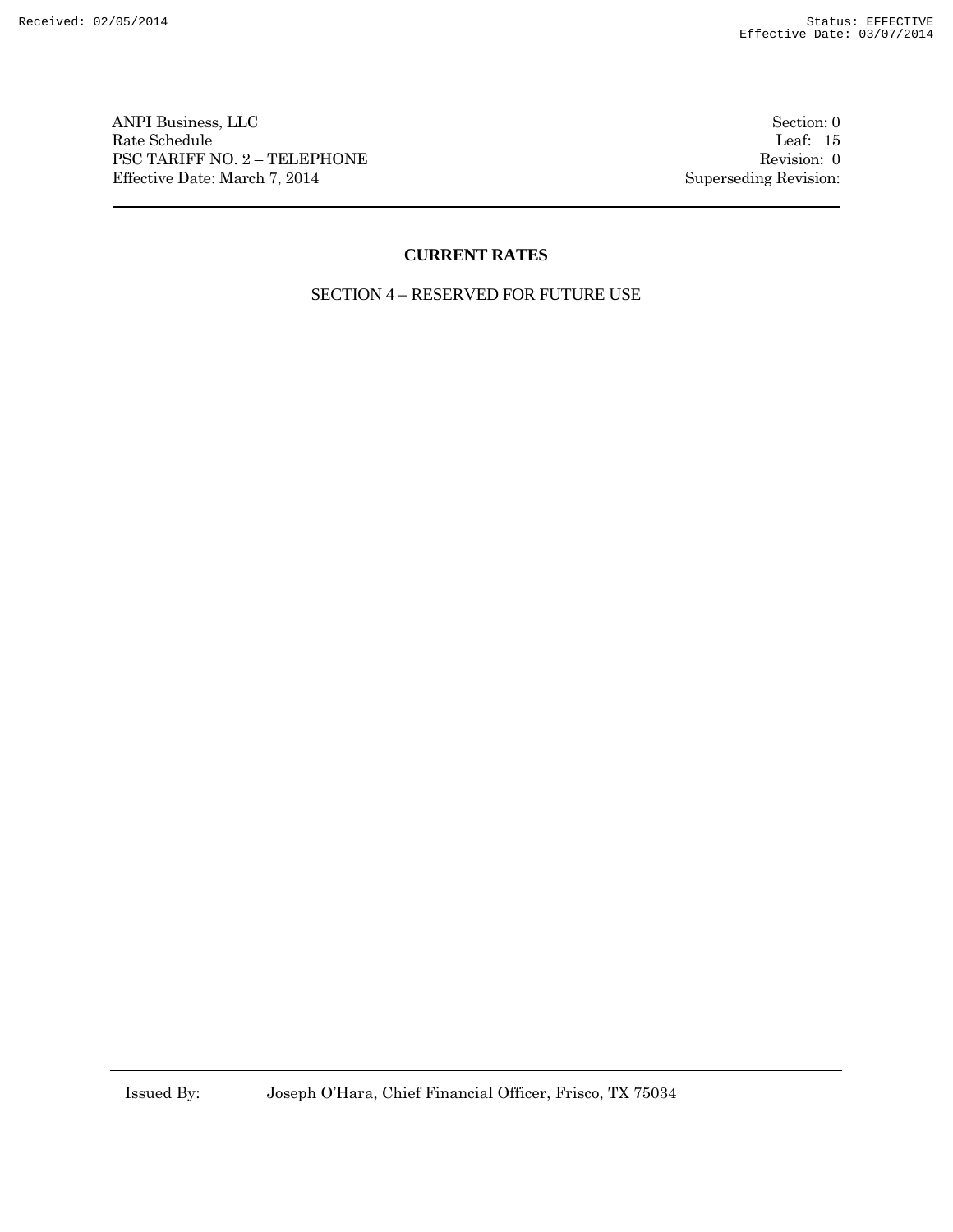ANPI Business, LLC
Rate Schedule
PSC TARIFF NO. 2 – TELEPHONE
Effective Date: March 7, 2014

Section: 0
Leaf: 15
Revision: 0
Superseding Revision:

## CURRENT RATES

SECTION 4 – RESERVED FOR FUTURE USE

Issued By: Joseph O'Hara, Chief Financial Officer, Frisco, TX 75034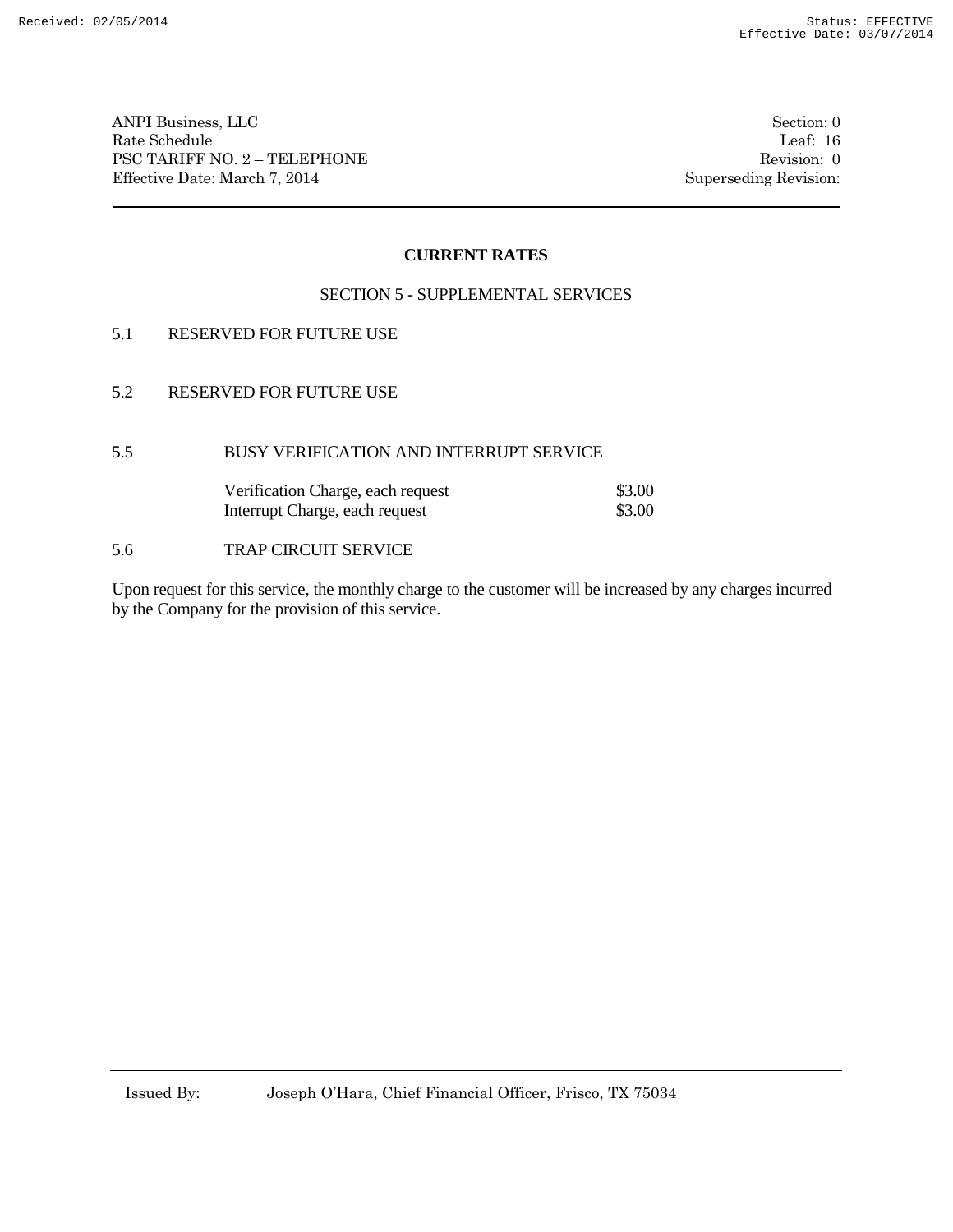ANPI Business, LLC
Rate Schedule
PSC TARIFF NO. 2 – TELEPHONE
Effective Date: March 7, 2014

Section: 0
Leaf: 16
Revision: 0
Superseding Revision:

## CURRENT RATES

### SECTION 5 - SUPPLEMENTAL SERVICES

5.1 RESERVED FOR FUTURE USE

5.2 RESERVED FOR FUTURE USE

5.5 BUSY VERIFICATION AND INTERRUPT SERVICE

| | |
|---|---|
| Verification Charge, each request | $3.00 |
| Interrupt Charge, each request | $3.00 |

5.6 TRAP CIRCUIT SERVICE

Upon request for this service, the monthly charge to the customer will be increased by any charges incurred by the Company for the provision of this service.

Issued By: Joseph O'Hara, Chief Financial Officer, Frisco, TX 75034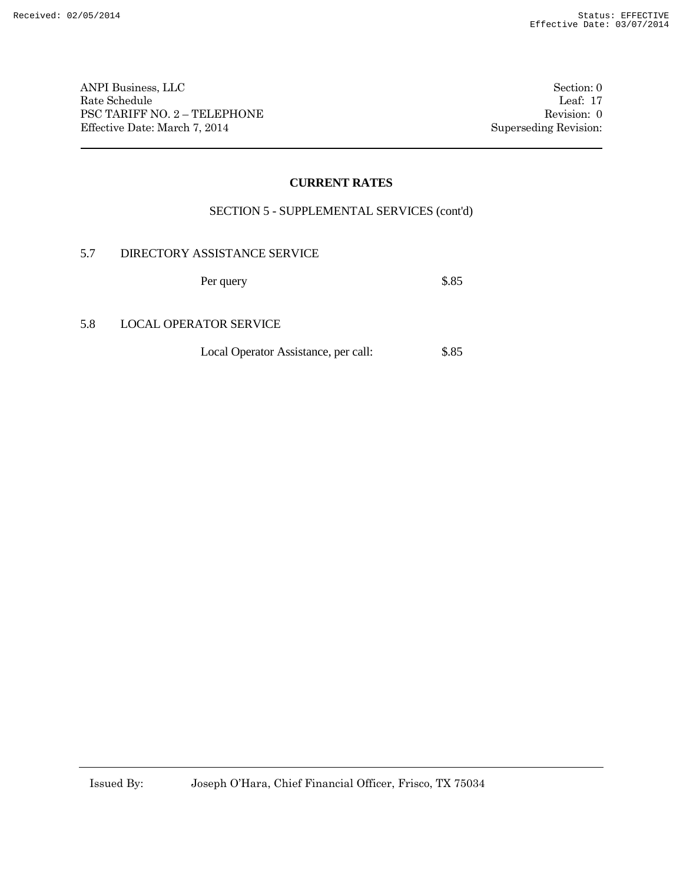## CURRENT RATES

SECTION 5 - SUPPLEMENTAL SERVICES (cont'd)

### 5.7 DIRECTORY ASSISTANCE SERVICE

| | |
|---|---|
| Per query | $.85 |

### 5.8 LOCAL OPERATOR SERVICE

| | |
|---|---|
| Local Operator Assistance, per call: | $.85 |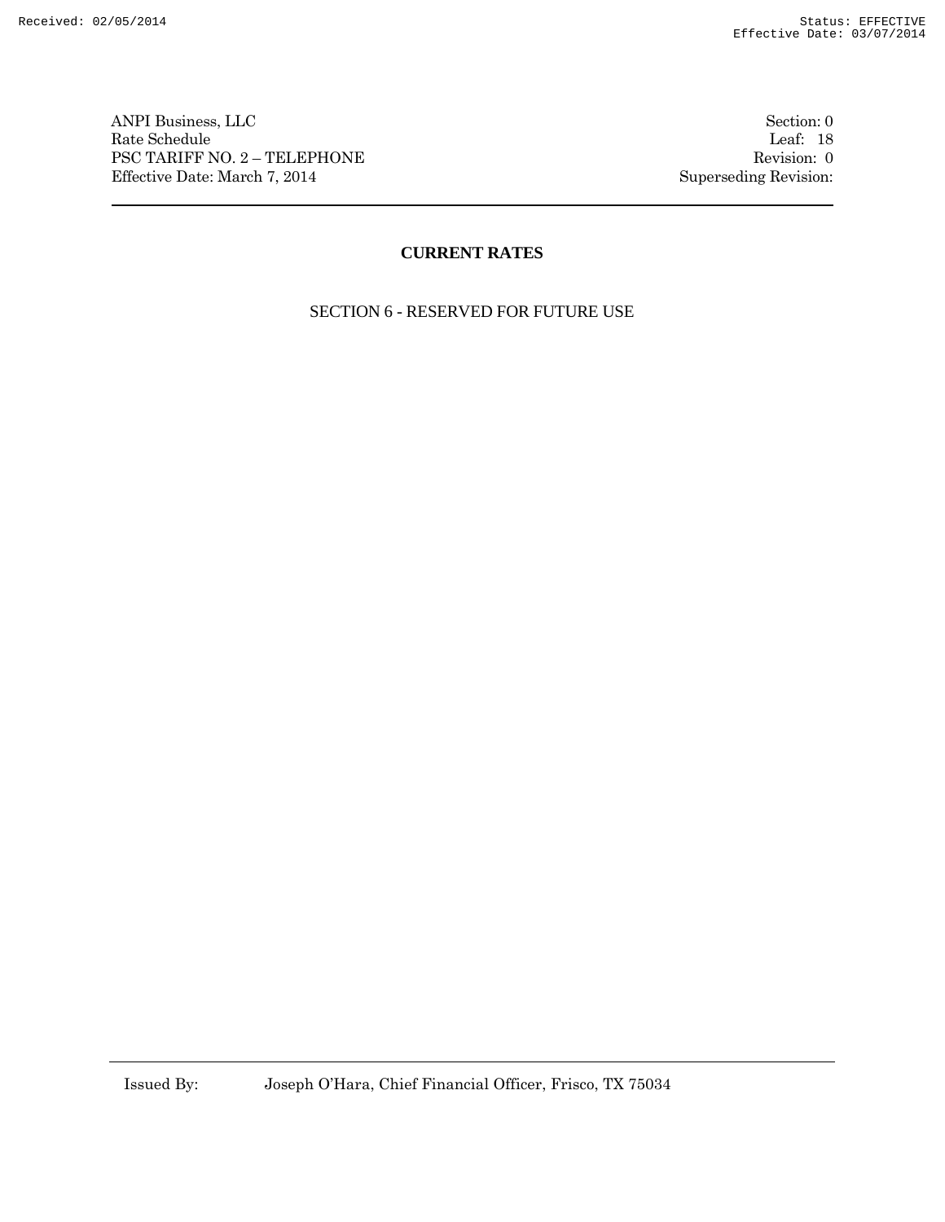# CURRENT RATES

SECTION 6 - RESERVED FOR FUTURE USE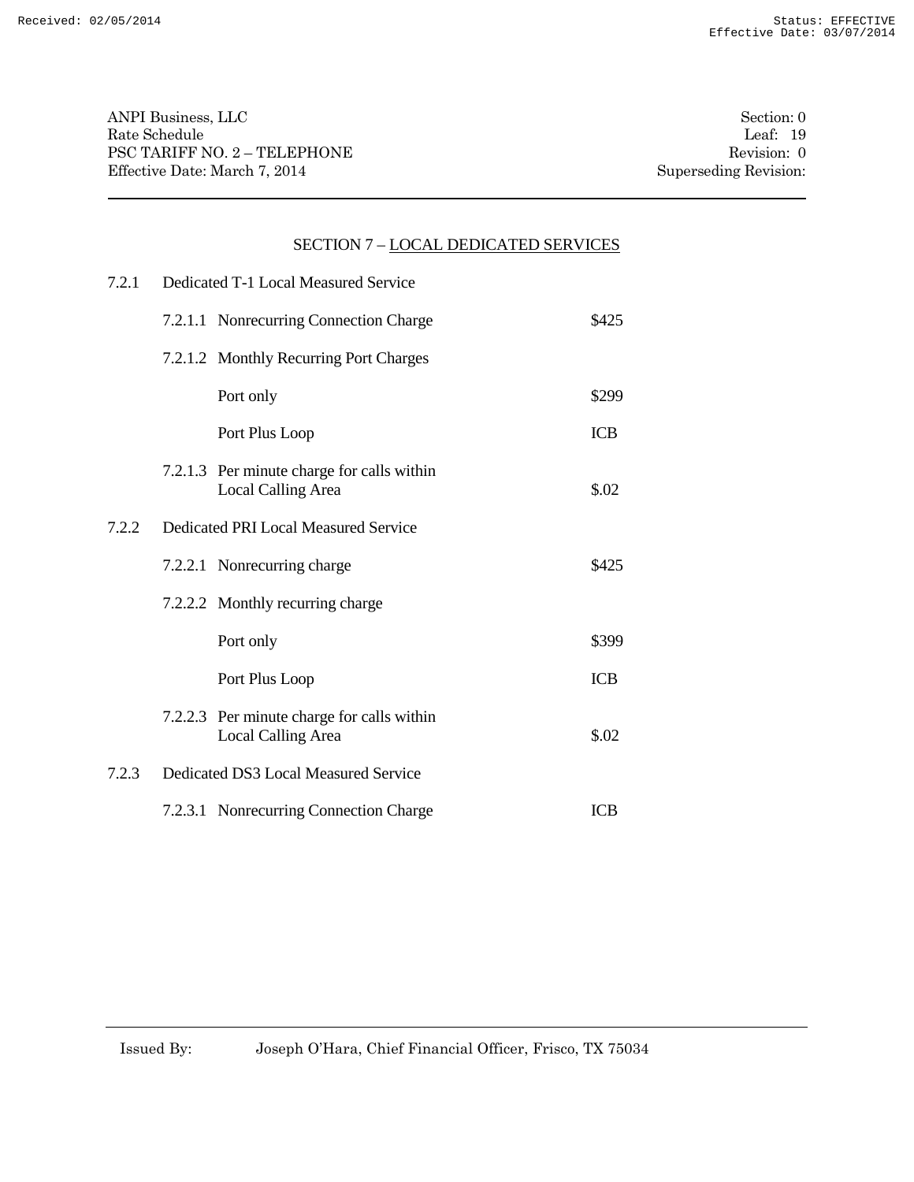## SECTION 7 – LOCAL DEDICATED SERVICES

7.2.1 Dedicated T-1 Local Measured Service

| | | |
|---|---|---|
| 7.2.1.1 | Nonrecurring Connection Charge | $425 |
| 7.2.1.2 | Monthly Recurring Port Charges | |
| | Port only | $299 |
| | Port Plus Loop | ICB |
| 7.2.1.3 | Per minute charge for calls within Local Calling Area | $.02 |

7.2.2 Dedicated PRI Local Measured Service

| | | |
|---|---|---|
| 7.2.2.1 | Nonrecurring charge | $425 |
| 7.2.2.2 | Monthly recurring charge | |
| | Port only | $399 |
| | Port Plus Loop | ICB |
| 7.2.2.3 | Per minute charge for calls within Local Calling Area | $.02 |

7.2.3 Dedicated DS3 Local Measured Service

| | | |
|---|---|---|
| 7.2.3.1 | Nonrecurring Connection Charge | ICB |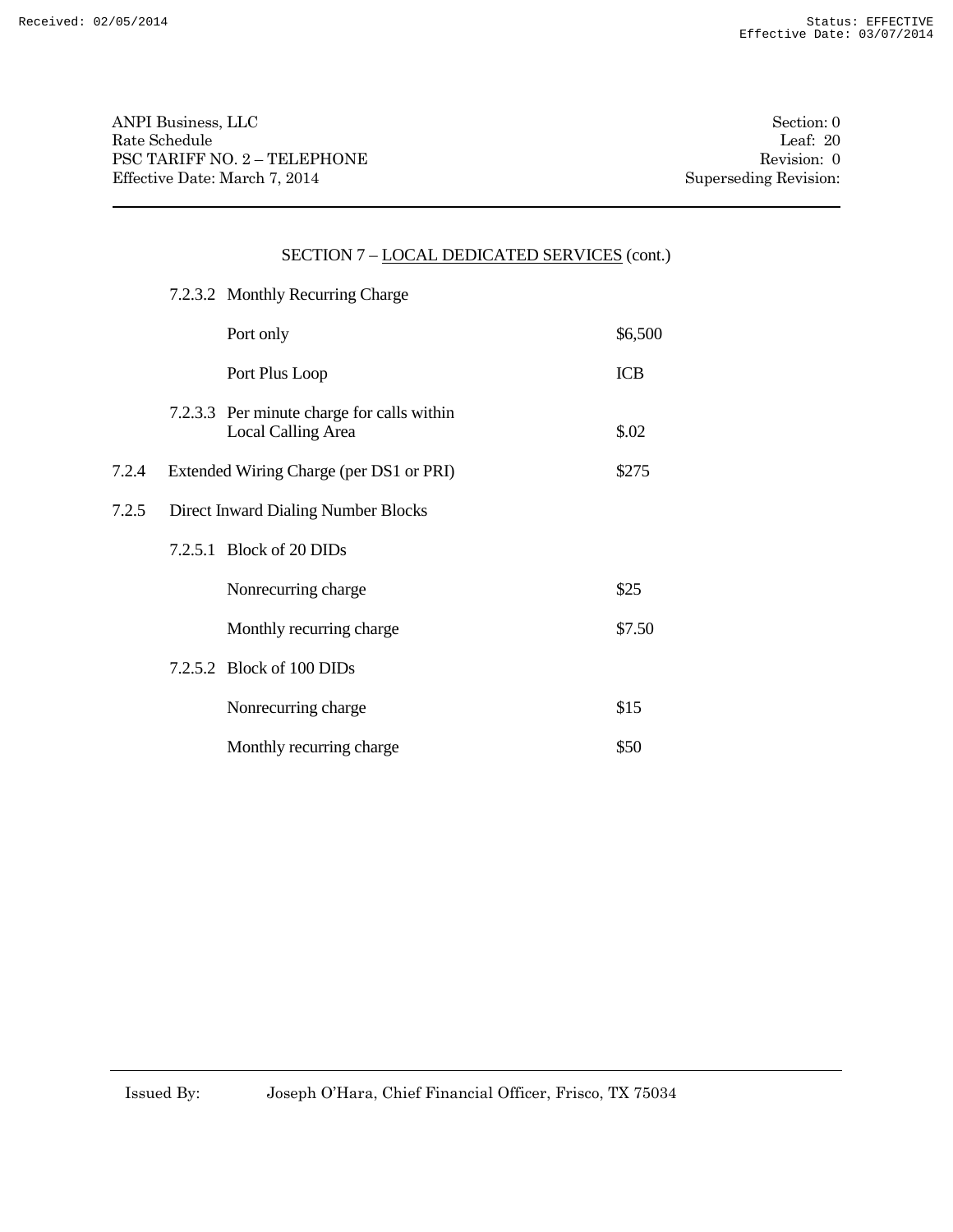## SECTION 7 – LOCAL DEDICATED SERVICES (cont.)

7.2.3.2 Monthly Recurring Charge

| | |
|---|---|
| Port only | $6,500 |
| Port Plus Loop | ICB |

7.2.3.3 Per minute charge for calls within Local Calling Area — $.02

7.2.4 Extended Wiring Charge (per DS1 or PRI) — $275

7.2.5 Direct Inward Dialing Number Blocks

7.2.5.1 Block of 20 DIDs

| | |
|---|---|
| Nonrecurring charge | $25 |
| Monthly recurring charge | $7.50 |

7.2.5.2 Block of 100 DIDs

| | |
|---|---|
| Nonrecurring charge | $15 |
| Monthly recurring charge | $50 |